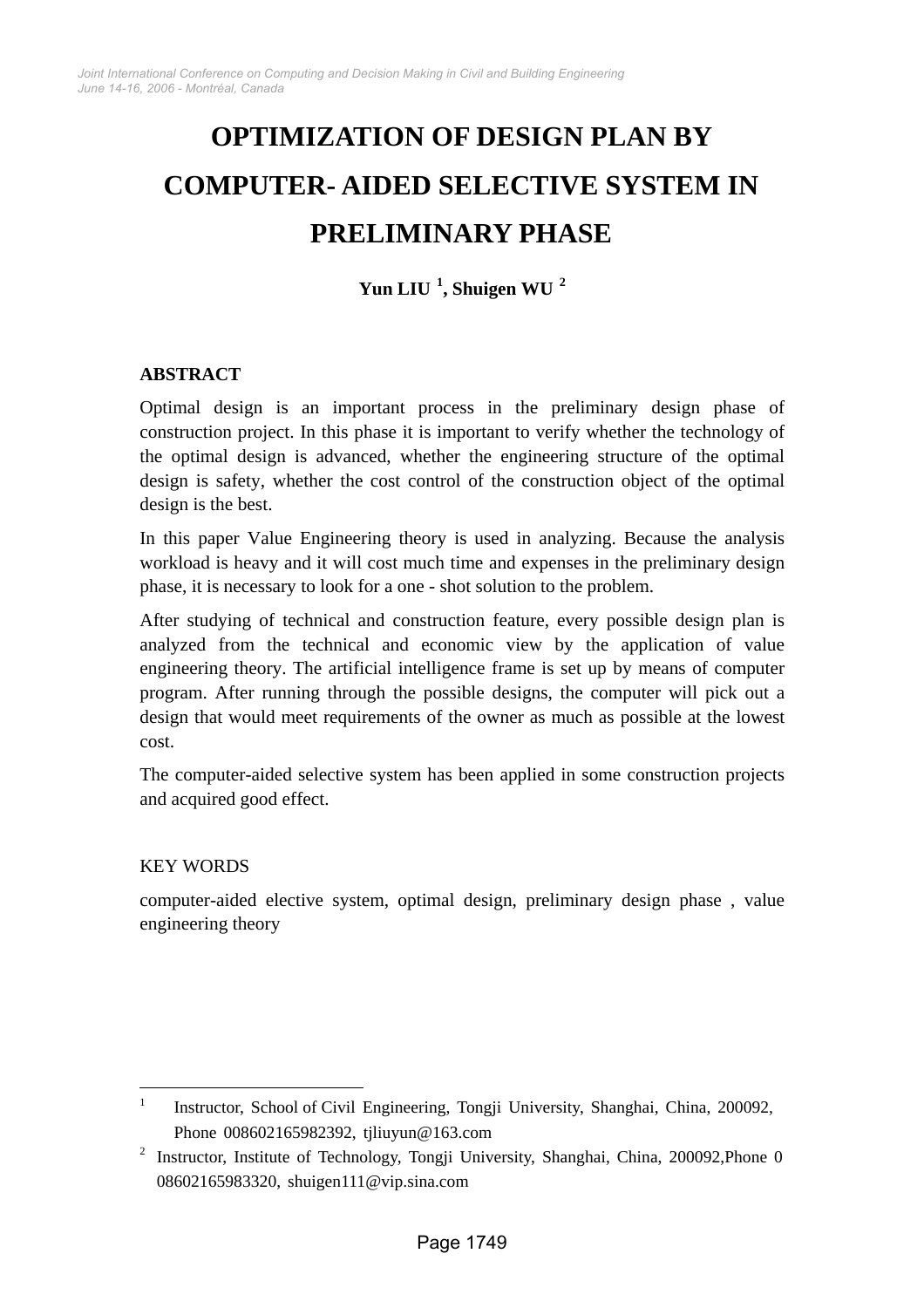# OPTIMIZATION OF DESIGN PLAN BY COMPUTER- AIDED SELECTIVE SYSTEM IN PRELIMINARY PHASE

**Yun LIU [1], Shuigen WU [2]**

## ABSTRACT

Optimal design is an important process in the preliminary design phase of construction project. In this phase it is important to verify whether the technology of the optimal design is advanced, whether the engineering structure of the optimal design is safety, whether the cost control of the construction object of the optimal design is the best.

In this paper Value Engineering theory is used in analyzing. Because the analysis workload is heavy and it will cost much time and expenses in the preliminary design phase, it is necessary to look for a one - shot solution to the problem.

After studying of technical and construction feature, every possible design plan is analyzed from the technical and economic view by the application of value engineering theory. The artificial intelligence frame is set up by means of computer program. After running through the possible designs, the computer will pick out a design that would meet requirements of the owner as much as possible at the lowest cost.

The computer-aided selective system has been applied in some construction projects and acquired good effect.

## KEY WORDS

computer-aided elective system, optimal design, preliminary design phase , value engineering theory

---

[1] Instructor, School of Civil Engineering, Tongji University, Shanghai, China, 200092, Phone 008602165982392, tjliuyun@163.com

[2] Instructor, Institute of Technology, Tongji University, Shanghai, China, 200092,Phone 0 08602165983320, shuigen111@vip.sina.com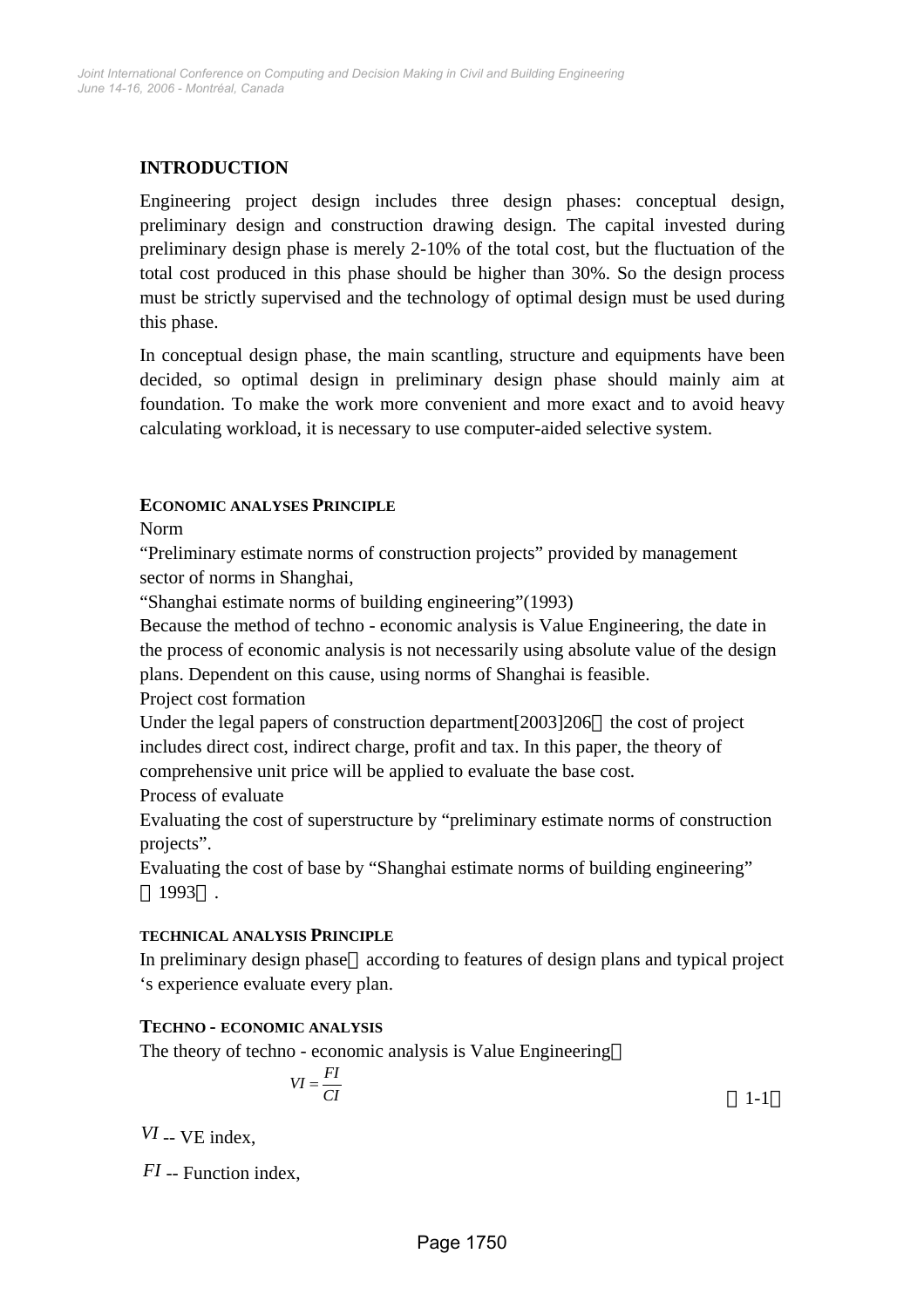## INTRODUCTION

Engineering project design includes three design phases: conceptual design, preliminary design and construction drawing design. The capital invested during preliminary design phase is merely 2-10% of the total cost, but the fluctuation of the total cost produced in this phase should be higher than 30%. So the design process must be strictly supervised and the technology of optimal design must be used during this phase.

In conceptual design phase, the main scantling, structure and equipments have been decided, so optimal design in preliminary design phase should mainly aim at foundation. To make the work more convenient and more exact and to avoid heavy calculating workload, it is necessary to use computer-aided selective system.

### ECONOMIC ANALYSES PRINCIPLE

Norm

"Preliminary estimate norms of construction projects" provided by management sector of norms in Shanghai,

"Shanghai estimate norms of building engineering"(1993)

Because the method of techno - economic analysis is Value Engineering, the date in the process of economic analysis is not necessarily using absolute value of the design plans. Dependent on this cause, using norms of Shanghai is feasible.

Project cost formation

Under the legal papers of construction department[2003]206， the cost of project includes direct cost, indirect charge, profit and tax. In this paper, the theory of comprehensive unit price will be applied to evaluate the base cost.

Process of evaluate

Evaluating the cost of superstructure by "preliminary estimate norms of construction projects".

Evaluating the cost of base by "Shanghai estimate norms of building engineering"（1993）.

### TECHNICAL ANALYSIS PRINCIPLE

In preliminary design phase，according to features of design plans and typical project 's experience evaluate every plan.

### TECHNO - ECONOMIC ANALYSIS

The theory of techno - economic analysis is Value Engineering：

$$VI = \frac{FI}{CI} \tag{1-1}$$

$VI$ -- VE index,

$FI$ -- Function index,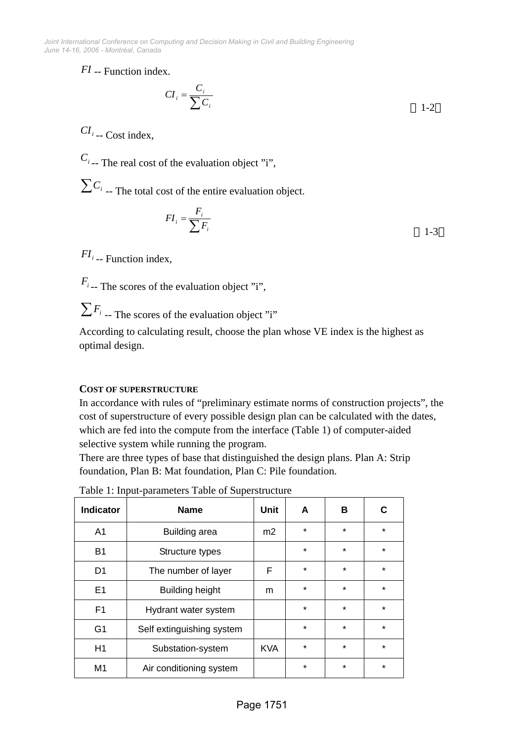$FI$ -- Function index.

$$CI_i = \frac{C_i}{\sum C_i} \tag{1-2}$$

$CI_i$ -- Cost index,

$C_i$ -- The real cost of the evaluation object ”i”,

$\sum C_i$ -- The total cost of the entire evaluation object.

$$FI_i = \frac{F_i}{\sum F_i} \tag{1-3}$$

$FI_i$ -- Function index,

$F_i$ -- The scores of the evaluation object ”i”,

$\sum F_i$ -- The scores of the evaluation object ”i”

According to calculating result, choose the plan whose VE index is the highest as optimal design.

### COST OF SUPERSTRUCTURE

In accordance with rules of “preliminary estimate norms of construction projects”, the cost of superstructure of every possible design plan can be calculated with the dates, which are fed into the compute from the interface (Table 1) of computer-aided selective system while running the program.

There are three types of base that distinguished the design plans. Plan A: Strip foundation, Plan B: Mat foundation, Plan C: Pile foundation.

Table 1: Input-parameters Table of Superstructure

| Indicator | Name | Unit | A | B | C |
|---|---|---|---|---|---|
| A1 | Building area | m2 | * | * | * |
| B1 | Structure types | | * | * | * |
| D1 | The number of layer | F | * | * | * |
| E1 | Building height | m | * | * | * |
| F1 | Hydrant water system | | * | * | * |
| G1 | Self extinguishing system | | * | * | * |
| H1 | Substation-system | KVA | * | * | * |
| M1 | Air conditioning system | | * | * | * |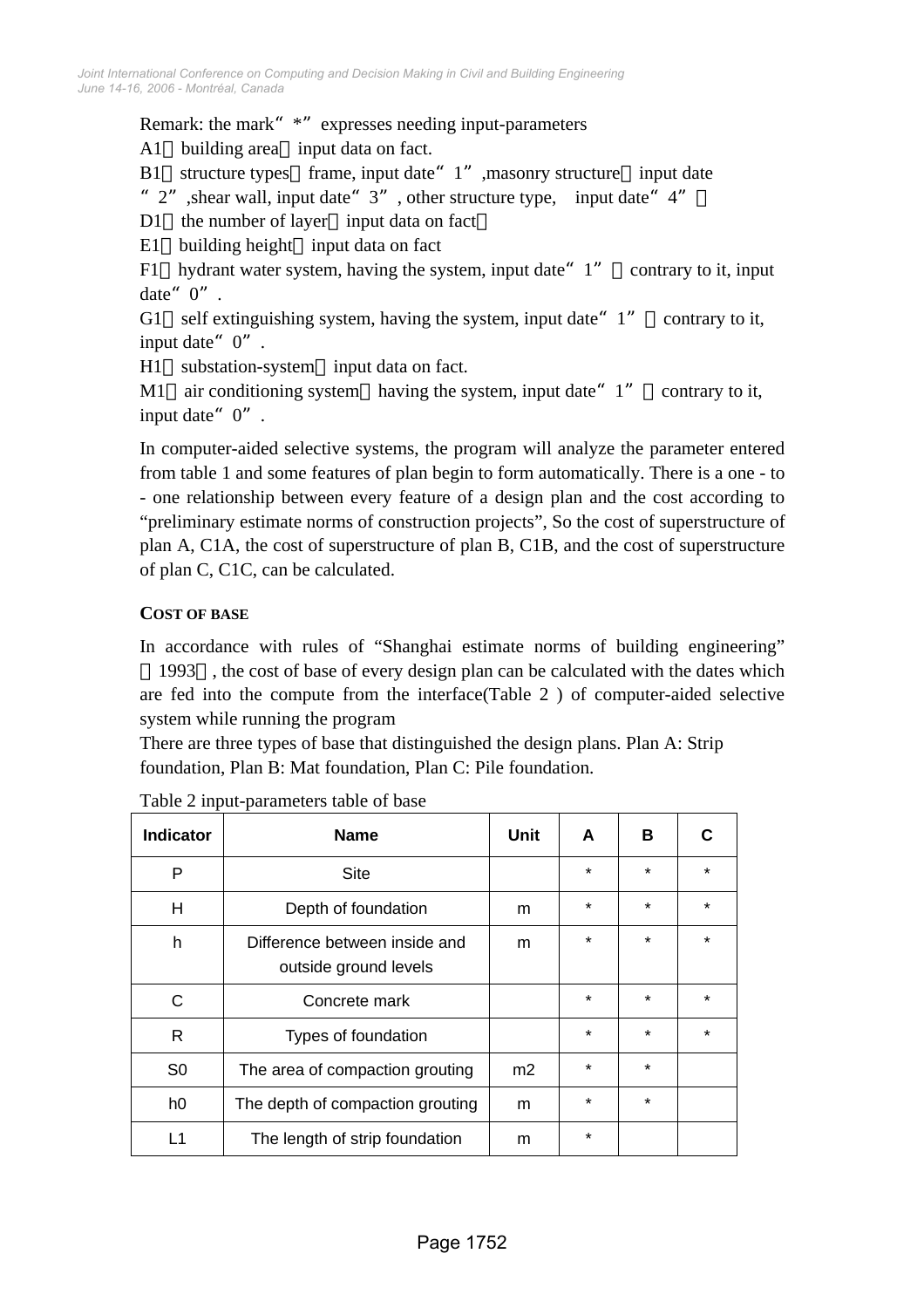Remark: the mark“ *” expresses needing input-parameters

A1：building area：input data on fact.

B1：structure types：frame, input date“ 1”,masonry structure：input date “ 2”,shear wall, input date“ 3”, other structure type, input date“ 4”；

D1：the number of layer：input data on fact；

E1：building height：input data on fact

F1：hydrant water system, having the system, input date“ 1”，contrary to it, input date“ 0”.

G1：self extinguishing system, having the system, input date“ 1”，contrary to it, input date“ 0”.

H1：substation-system：input data on fact.

M1：air conditioning system：having the system, input date“ 1”，contrary to it, input date“ 0”.

In computer-aided selective systems, the program will analyze the parameter entered from table 1 and some features of plan begin to form automatically. There is a one - to - one relationship between every feature of a design plan and the cost according to “preliminary estimate norms of construction projects”, So the cost of superstructure of plan A, C1A, the cost of superstructure of plan B, C1B, and the cost of superstructure of plan C, C1C, can be calculated.

### COST OF BASE

In accordance with rules of “Shanghai estimate norms of building engineering” （1993）, the cost of base of every design plan can be calculated with the dates which are fed into the compute from the interface(Table 2 ) of computer-aided selective system while running the program

There are three types of base that distinguished the design plans. Plan A: Strip foundation, Plan B: Mat foundation, Plan C: Pile foundation.

Table 2 input-parameters table of base

| Indicator | Name | Unit | A | B | C |
|---|---|---|---|---|---|
| P | Site | | * | * | * |
| H | Depth of foundation | m | * | * | * |
| h | Difference between inside and outside ground levels | m | * | * | * |
| C | Concrete mark | | * | * | * |
| R | Types of foundation | | * | * | * |
| S0 | The area of compaction grouting | m2 | * | * | |
| h0 | The depth of compaction grouting | m | * | * | |
| L1 | The length of strip foundation | m | * | | |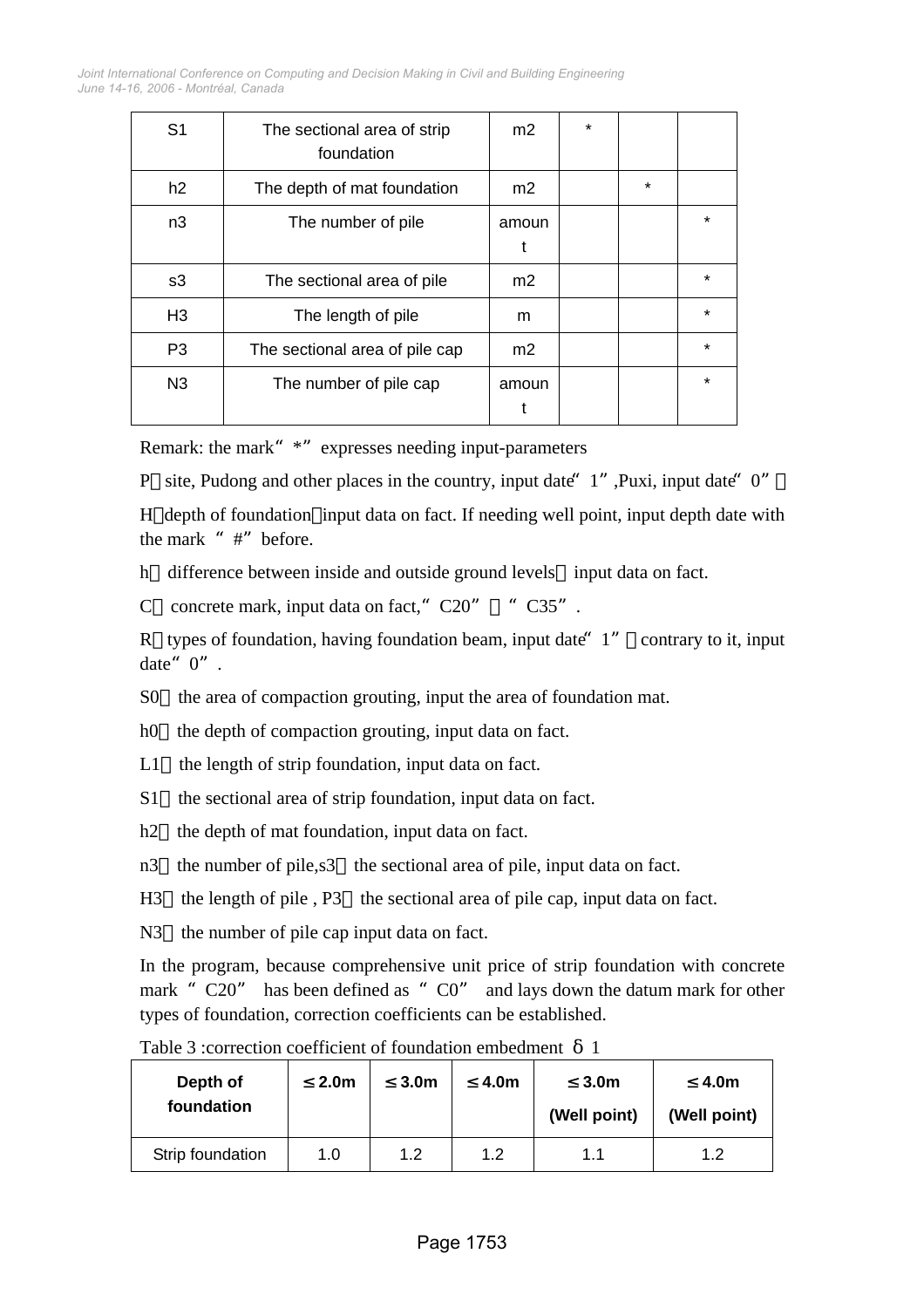| S1 | The sectional area of strip foundation | m2 | * | | |
|---|---|---|---|---|---|
| h2 | The depth of mat foundation | m2 | | * | |
| n3 | The number of pile | amount | | | * |
| s3 | The sectional area of pile | m2 | | | * |
| H3 | The length of pile | m | | | * |
| P3 | The sectional area of pile cap | m2 | | | * |
| N3 | The number of pile cap | amount | | | * |

Remark: the mark "*" expresses needing input-parameters

P：site, Pudong and other places in the country, input date "1",Puxi, input date "0"；

H：depth of foundation，input data on fact. If needing well point, input depth date with the mark "#" before.

h： difference between inside and outside ground levels， input data on fact.

C： concrete mark, input data on fact, "C20" ～ "C35".

R：types of foundation, having foundation beam, input date "1"；contrary to it, input date "0".

S0： the area of compaction grouting, input the area of foundation mat.

h0： the depth of compaction grouting, input data on fact.

L1： the length of strip foundation, input data on fact.

S1： the sectional area of strip foundation, input data on fact.

h2： the depth of mat foundation, input data on fact.

n3： the number of pile,s3： the sectional area of pile, input data on fact.

H3： the length of pile , P3： the sectional area of pile cap, input data on fact.

N3： the number of pile cap input data on fact.

In the program, because comprehensive unit price of strip foundation with concrete mark "C20" has been defined as "C0" and lays down the datum mark for other types of foundation, correction coefficients can be established.

Table 3 :correction coefficient of foundation embedment $\delta 1$

| **Depth of foundation** | **≤ 2.0m** | **≤ 3.0m** | **≤ 4.0m** | **≤ 3.0m (Well point)** | **≤ 4.0m (Well point)** |
|---|---|---|---|---|---|
| Strip foundation | 1.0 | 1.2 | 1.2 | 1.1 | 1.2 |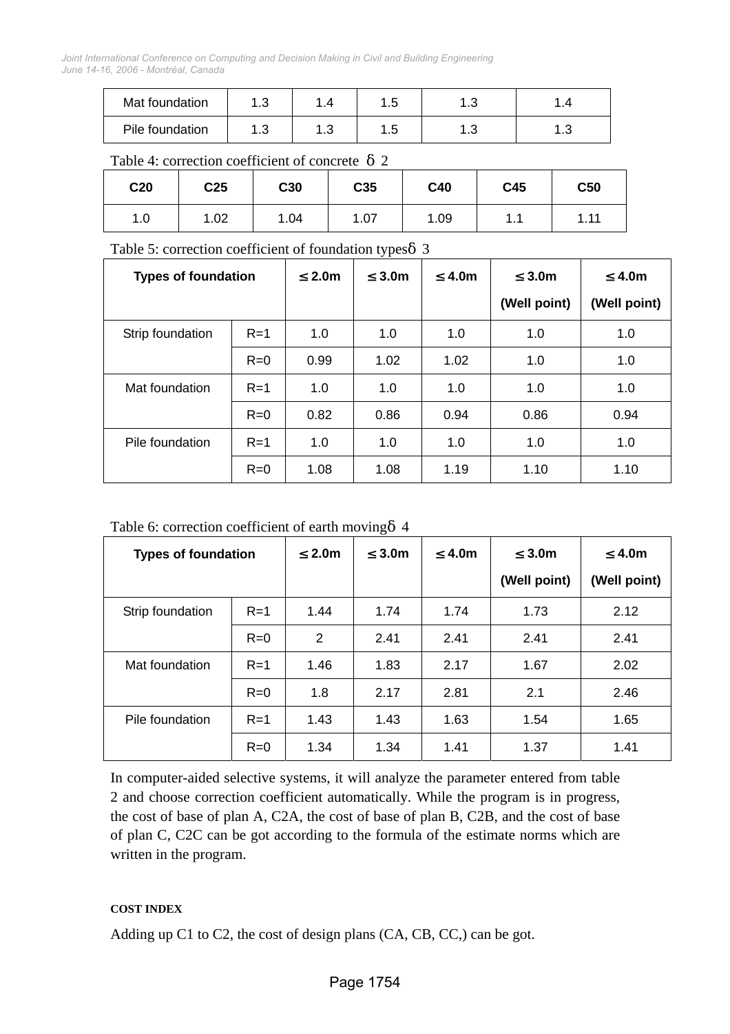| Mat foundation | 1.3 | 1.4 | 1.5 | 1.3 | 1.4 |
|---|---|---|---|---|---|
| Pile foundation | 1.3 | 1.3 | 1.5 | 1.3 | 1.3 |

Table 4: correction coefficient of concrete δ 2

| C20 | C25 | C30 | C35 | C40 | C45 | C50 |
|---|---|---|---|---|---|---|
| 1.0 | 1.02 | 1.04 | 1.07 | 1.09 | 1.1 | 1.11 |

Table 5: correction coefficient of foundation typesδ 3

| Types of foundation | | ≤ 2.0m | ≤ 3.0m | ≤ 4.0m | ≤ 3.0m (Well point) | ≤ 4.0m (Well point) |
|---|---|---|---|---|---|---|
| Strip foundation | R=1 | 1.0 | 1.0 | 1.0 | 1.0 | 1.0 |
| | R=0 | 0.99 | 1.02 | 1.02 | 1.0 | 1.0 |
| Mat foundation | R=1 | 1.0 | 1.0 | 1.0 | 1.0 | 1.0 |
| | R=0 | 0.82 | 0.86 | 0.94 | 0.86 | 0.94 |
| Pile foundation | R=1 | 1.0 | 1.0 | 1.0 | 1.0 | 1.0 |
| | R=0 | 1.08 | 1.08 | 1.19 | 1.10 | 1.10 |

Table 6: correction coefficient of earth movingδ 4

| Types of foundation | | ≤ 2.0m | ≤ 3.0m | ≤ 4.0m | ≤ 3.0m (Well point) | ≤ 4.0m (Well point) |
|---|---|---|---|---|---|---|
| Strip foundation | R=1 | 1.44 | 1.74 | 1.74 | 1.73 | 2.12 |
| | R=0 | 2 | 2.41 | 2.41 | 2.41 | 2.41 |
| Mat foundation | R=1 | 1.46 | 1.83 | 2.17 | 1.67 | 2.02 |
| | R=0 | 1.8 | 2.17 | 2.81 | 2.1 | 2.46 |
| Pile foundation | R=1 | 1.43 | 1.43 | 1.63 | 1.54 | 1.65 |
| | R=0 | 1.34 | 1.34 | 1.41 | 1.37 | 1.41 |

In computer-aided selective systems, it will analyze the parameter entered from table 2 and choose correction coefficient automatically. While the program is in progress, the cost of base of plan A, C2A, the cost of base of plan B, C2B, and the cost of base of plan C, C2C can be got according to the formula of the estimate norms which are written in the program.

### COST INDEX

Adding up C1 to C2, the cost of design plans (CA, CB, CC,) can be got.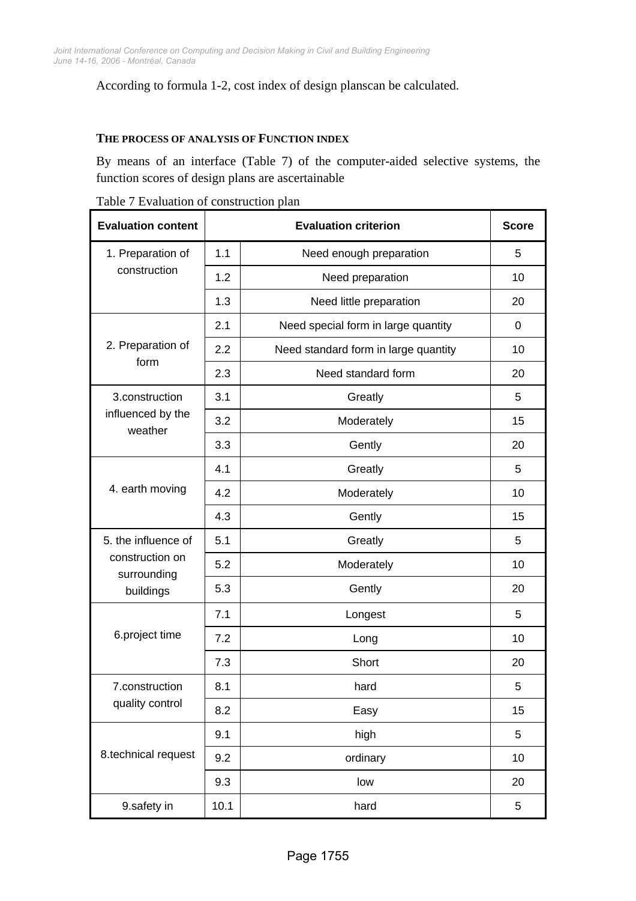According to formula 1-2, cost index of design planscan be calculated.

### THE PROCESS OF ANALYSIS OF FUNCTION INDEX

By means of an interface (Table 7) of the computer-aided selective systems, the function scores of design plans are ascertainable

Table 7 Evaluation of construction plan

| Evaluation content | Evaluation criterion | | Score |
|---|---|---|---|
| 1. Preparation of construction | 1.1 | Need enough preparation | 5 |
| | 1.2 | Need preparation | 10 |
| | 1.3 | Need little preparation | 20 |
| 2. Preparation of form | 2.1 | Need special form in large quantity | 0 |
| | 2.2 | Need standard form in large quantity | 10 |
| | 2.3 | Need standard form | 20 |
| 3.construction influenced by the weather | 3.1 | Greatly | 5 |
| | 3.2 | Moderately | 15 |
| | 3.3 | Gently | 20 |
| 4. earth moving | 4.1 | Greatly | 5 |
| | 4.2 | Moderately | 10 |
| | 4.3 | Gently | 15 |
| 5. the influence of construction on surrounding buildings | 5.1 | Greatly | 5 |
| | 5.2 | Moderately | 10 |
| | 5.3 | Gently | 20 |
| 6.project time | 7.1 | Longest | 5 |
| | 7.2 | Long | 10 |
| | 7.3 | Short | 20 |
| 7.construction quality control | 8.1 | hard | 5 |
| | 8.2 | Easy | 15 |
| 8.technical request | 9.1 | high | 5 |
| | 9.2 | ordinary | 10 |
| | 9.3 | low | 20 |
| 9.safety in | 10.1 | hard | 5 |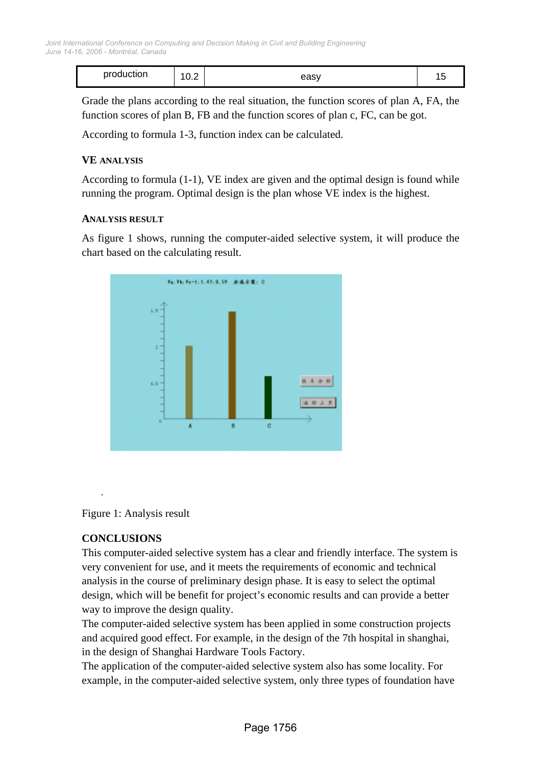| production | 10.2 | easy | 15 |
|---|---|---|---|

Grade the plans according to the real situation, the function scores of plan A, FA, the function scores of plan B, FB and the function scores of plan c, FC, can be got.

According to formula 1-3, function index can be calculated.

### VE ANALYSIS

According to formula (1-1), VE index are given and the optimal design is found while running the program. Optimal design is the plan whose VE index is the highest.

### ANALYSIS RESULT

As figure 1 shows, running the computer-aided selective system, it will produce the chart based on the calculating result.

Figure 1: Analysis result

## CONCLUSIONS

This computer-aided selective system has a clear and friendly interface. The system is very convenient for use, and it meets the requirements of economic and technical analysis in the course of preliminary design phase. It is easy to select the optimal design, which will be benefit for project's economic results and can provide a better way to improve the design quality.

The computer-aided selective system has been applied in some construction projects and acquired good effect. For example, in the design of the 7th hospital in shanghai, in the design of Shanghai Hardware Tools Factory.

The application of the computer-aided selective system also has some locality. For example, in the computer-aided selective system, only three types of foundation have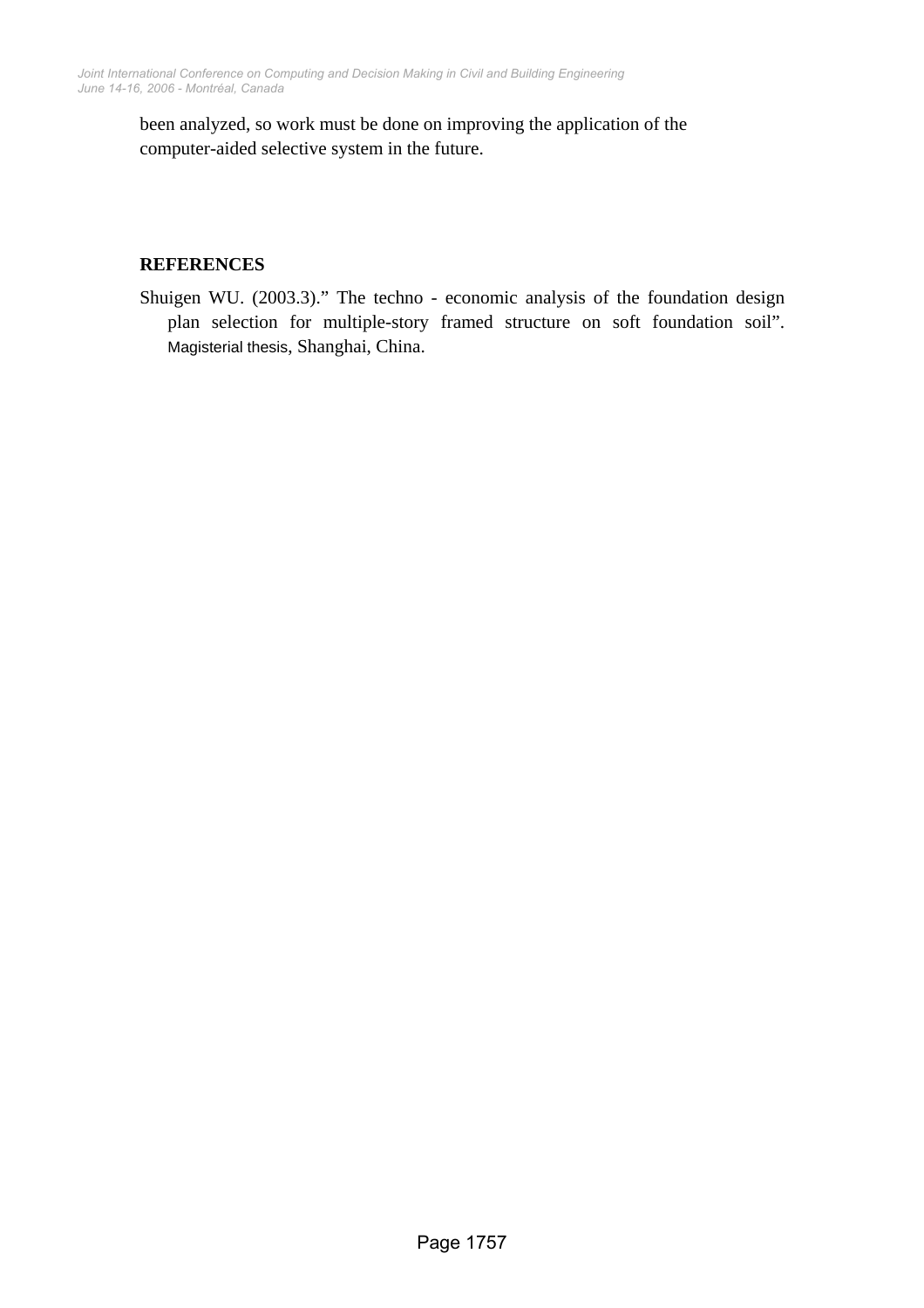been analyzed, so work must be done on improving the application of the computer-aided selective system in the future.

## REFERENCES

Shuigen WU. (2003.3).” The techno - economic analysis of the foundation design plan selection for multiple-story framed structure on soft foundation soil”. Magisterial thesis, Shanghai, China.